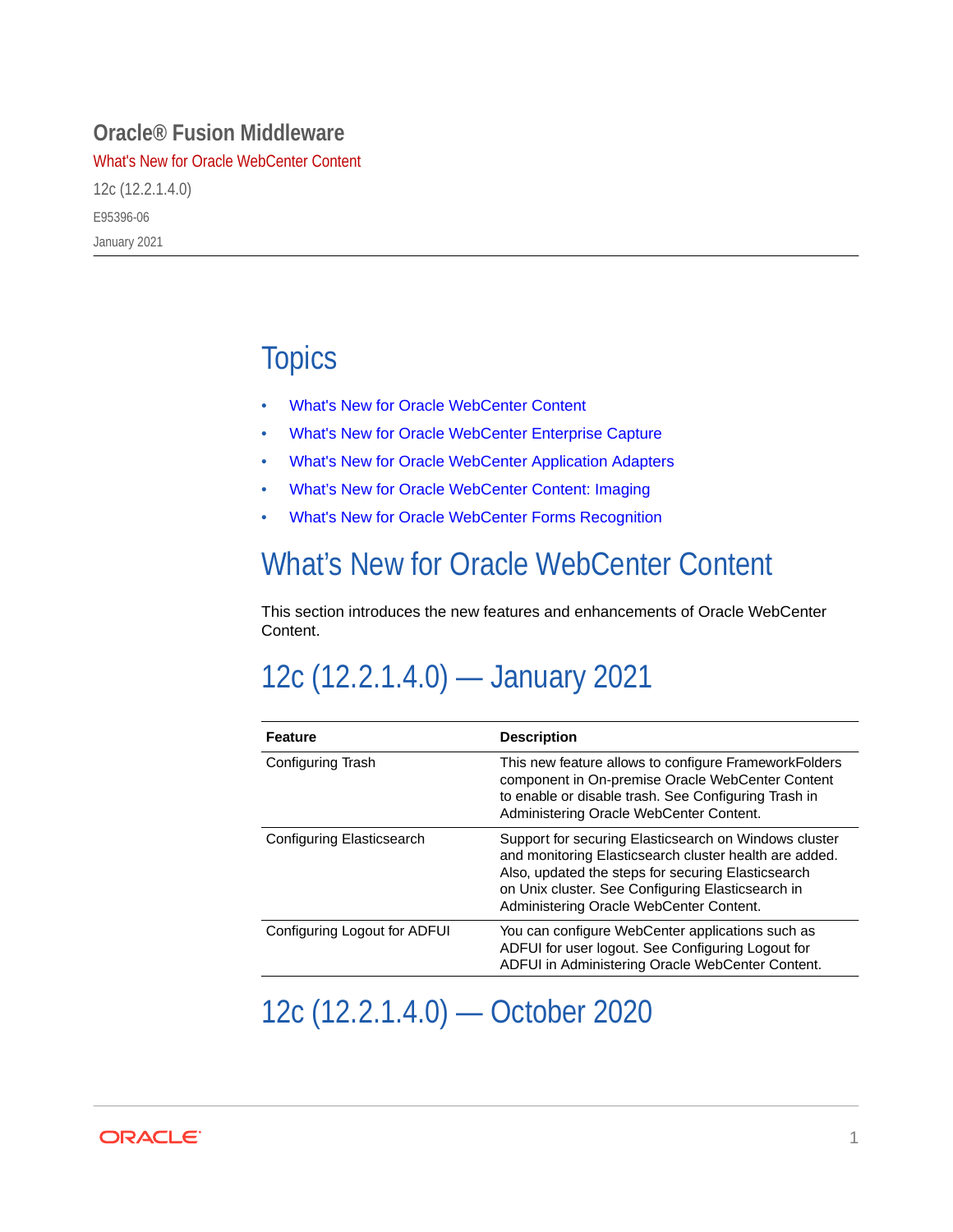# Oracle® Fusion Middleware

What's New for Oracle WebCenter Content

12c (12.2.1.4.0)

E95396-06

January 2021

## Topics

- What's New for Oracle WebCenter Content
- What's New for Oracle WebCenter Enterprise Capture
- What's New for Oracle WebCenter Application Adapters
- What’s New for Oracle WebCenter Content: Imaging
- What's New for Oracle WebCenter Forms Recognition

## What’s New for Oracle WebCenter Content

This section introduces the new features and enhancements of Oracle WebCenter Content.

### 12c (12.2.1.4.0) — January 2021

| Feature | Description |
|---|---|
| Configuring Trash | This new feature allows to configure FrameworkFolders component in On-premise Oracle WebCenter Content to enable or disable trash. See Configuring Trash in Administering Oracle WebCenter Content. |
| Configuring Elasticsearch | Support for securing Elasticsearch on Windows cluster and monitoring Elasticsearch cluster health are added. Also, updated the steps for securing Elasticsearch on Unix cluster. See Configuring Elasticsearch in Administering Oracle WebCenter Content. |
| Configuring Logout for ADFUI | You can configure WebCenter applications such as ADFUI for user logout. See Configuring Logout for ADFUI in Administering Oracle WebCenter Content. |

### 12c (12.2.1.4.0) — October 2020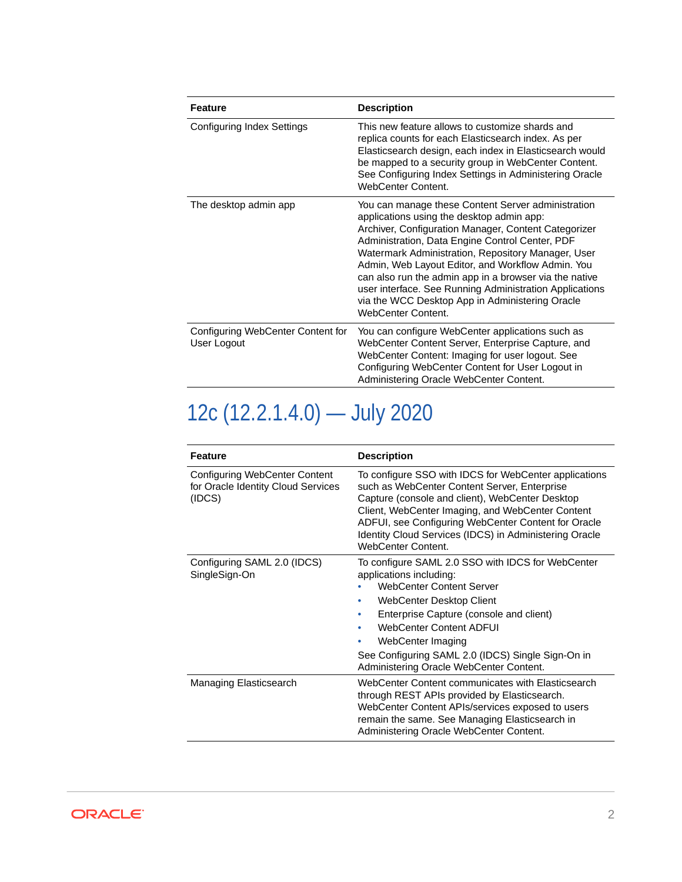| Feature | Description |
| --- | --- |
| Configuring Index Settings | This new feature allows to customize shards and replica counts for each Elasticsearch index. As per Elasticsearch design, each index in Elasticsearch would be mapped to a security group in WebCenter Content. See Configuring Index Settings in Administering Oracle WebCenter Content. |
| The desktop admin app | You can manage these Content Server administration applications using the desktop admin app: Archiver, Configuration Manager, Content Categorizer Administration, Data Engine Control Center, PDF Watermark Administration, Repository Manager, User Admin, Web Layout Editor, and Workflow Admin. You can also run the admin app in a browser via the native user interface. See Running Administration Applications via the WCC Desktop App in Administering Oracle WebCenter Content. |
| Configuring WebCenter Content for User Logout | You can configure WebCenter applications such as WebCenter Content Server, Enterprise Capture, and WebCenter Content: Imaging for user logout. See Configuring WebCenter Content for User Logout in Administering Oracle WebCenter Content. |

## 12c (12.2.1.4.0) — July 2020

| Feature | Description |
| --- | --- |
| Configuring WebCenter Content for Oracle Identity Cloud Services (IDCS) | To configure SSO with IDCS for WebCenter applications such as WebCenter Content Server, Enterprise Capture (console and client), WebCenter Desktop Client, WebCenter Imaging, and WebCenter Content ADFUI, see Configuring WebCenter Content for Oracle Identity Cloud Services (IDCS) in Administering Oracle WebCenter Content. |
| Configuring SAML 2.0 (IDCS) SingleSign-On | To configure SAML 2.0 SSO with IDCS for WebCenter applications including:<br>• WebCenter Content Server<br>• WebCenter Desktop Client<br>• Enterprise Capture (console and client)<br>• WebCenter Content ADFUI<br>• WebCenter Imaging<br>See Configuring SAML 2.0 (IDCS) Single Sign-On in Administering Oracle WebCenter Content. |
| Managing Elasticsearch | WebCenter Content communicates with Elasticsearch through REST APIs provided by Elasticsearch. WebCenter Content APIs/services exposed to users remain the same. See Managing Elasticsearch in Administering Oracle WebCenter Content. |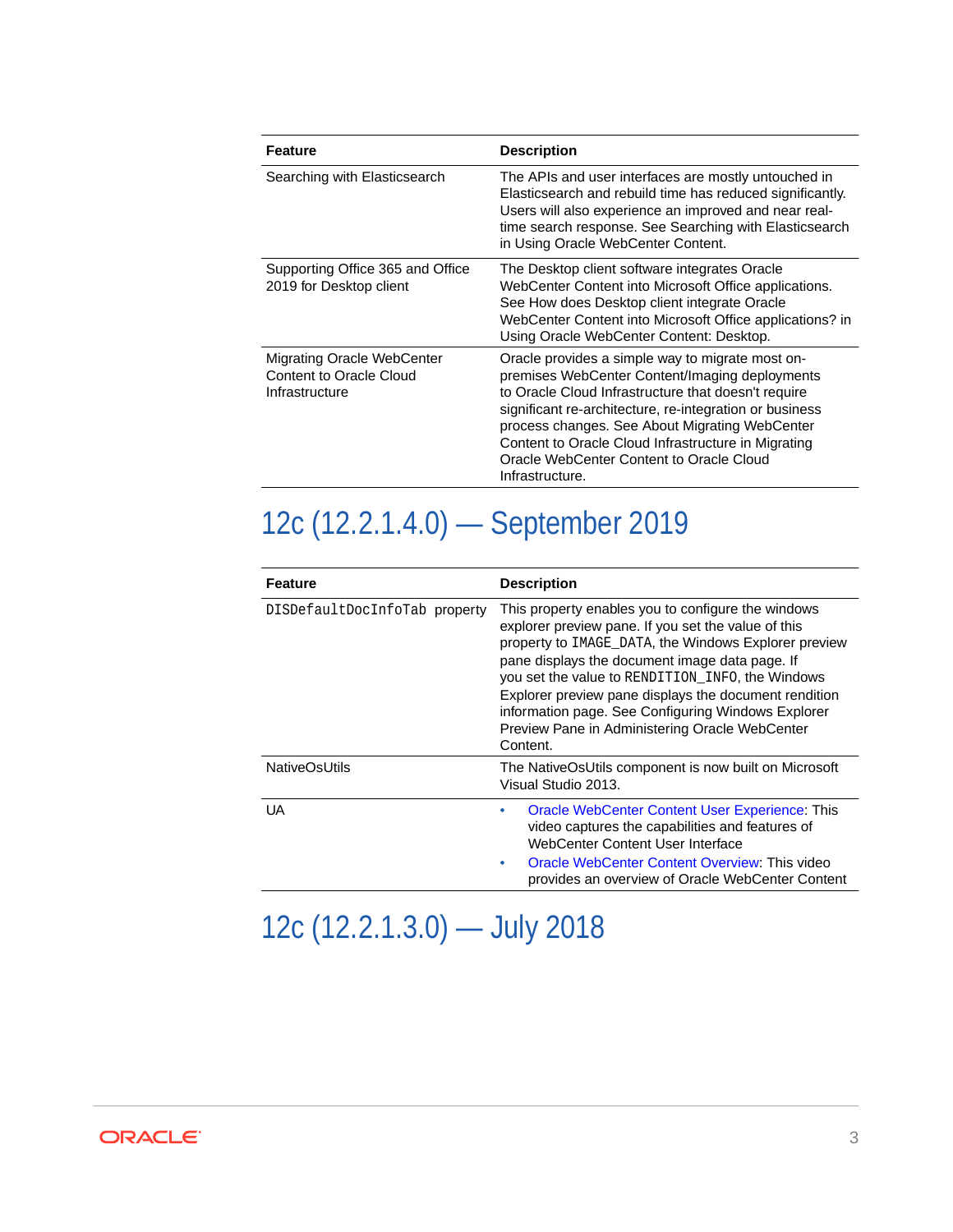| Feature | Description |
| --- | --- |
| Searching with Elasticsearch | The APIs and user interfaces are mostly untouched in Elasticsearch and rebuild time has reduced significantly. Users will also experience an improved and near real-time search response. See Searching with Elasticsearch in Using Oracle WebCenter Content. |
| Supporting Office 365 and Office 2019 for Desktop client | The Desktop client software integrates Oracle WebCenter Content into Microsoft Office applications. See How does Desktop client integrate Oracle WebCenter Content into Microsoft Office applications? in Using Oracle WebCenter Content: Desktop. |
| Migrating Oracle WebCenter Content to Oracle Cloud Infrastructure | Oracle provides a simple way to migrate most on-premises WebCenter Content/Imaging deployments to Oracle Cloud Infrastructure that doesn't require significant re-architecture, re-integration or business process changes. See About Migrating WebCenter Content to Oracle Cloud Infrastructure in Migrating Oracle WebCenter Content to Oracle Cloud Infrastructure. |

## 12c (12.2.1.4.0) — September 2019

| Feature | Description |
| --- | --- |
| `DISDefaultDocInfoTab` property | This property enables you to configure the windows explorer preview pane. If you set the value of this property to `IMAGE_DATA`, the Windows Explorer preview pane displays the document image data page. If you set the value to `RENDITION_INFO`, the Windows Explorer preview pane displays the document rendition information page. See Configuring Windows Explorer Preview Pane in Administering Oracle WebCenter Content. |
| NativeOsUtils | The NativeOsUtils component is now built on Microsoft Visual Studio 2013. |
| UA | • Oracle WebCenter Content User Experience: This video captures the capabilities and features of WebCenter Content User Interface<br>• Oracle WebCenter Content Overview: This video provides an overview of Oracle WebCenter Content |

## 12c (12.2.1.3.0) — July 2018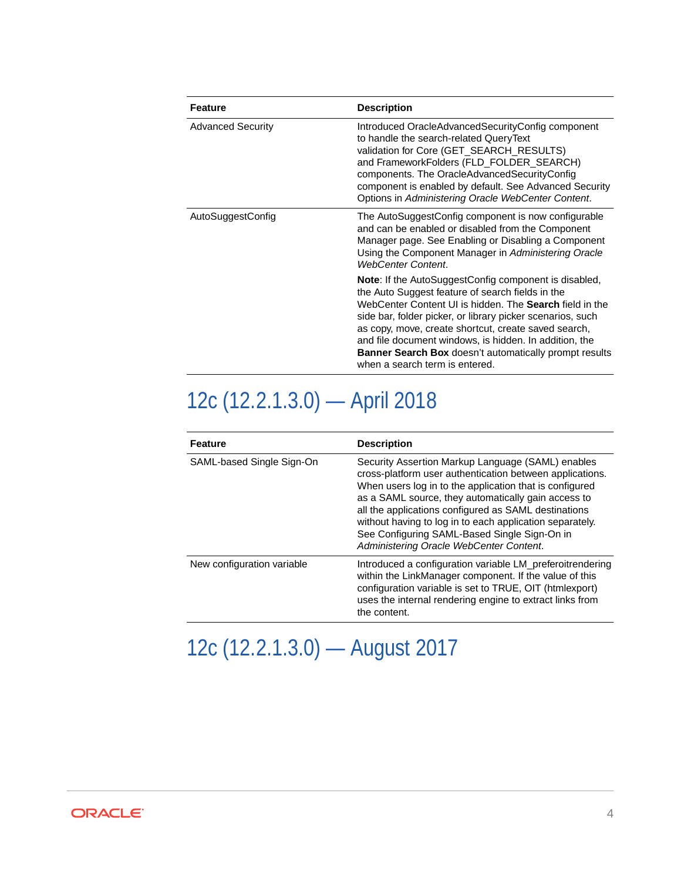| Feature | Description |
| --- | --- |
| Advanced Security | Introduced OracleAdvancedSecurityConfig component to handle the search-related QueryText validation for Core (GET_SEARCH_RESULTS) and FrameworkFolders (FLD_FOLDER_SEARCH) components. The OracleAdvancedSecurityConfig component is enabled by default. See Advanced Security Options in *Administering Oracle WebCenter Content*. |
| AutoSuggestConfig | The AutoSuggestConfig component is now configurable and can be enabled or disabled from the Component Manager page. See Enabling or Disabling a Component Using the Component Manager in *Administering Oracle WebCenter Content*.<br><br>**Note**: If the AutoSuggestConfig component is disabled, the Auto Suggest feature of search fields in the WebCenter Content UI is hidden. The **Search** field in the side bar, folder picker, or library picker scenarios, such as copy, move, create shortcut, create saved search, and file document windows, is hidden. In addition, the **Banner Search Box** doesn't automatically prompt results when a search term is entered. |

## 12c (12.2.1.3.0) — April 2018

| Feature | Description |
| --- | --- |
| SAML-based Single Sign-On | Security Assertion Markup Language (SAML) enables cross-platform user authentication between applications. When users log in to the application that is configured as a SAML source, they automatically gain access to all the applications configured as SAML destinations without having to log in to each application separately. See Configuring SAML-Based Single Sign-On in *Administering Oracle WebCenter Content*. |
| New configuration variable | Introduced a configuration variable LM_preferoitrendering within the LinkManager component. If the value of this configuration variable is set to TRUE, OIT (htmlexport) uses the internal rendering engine to extract links from the content. |

## 12c (12.2.1.3.0) — August 2017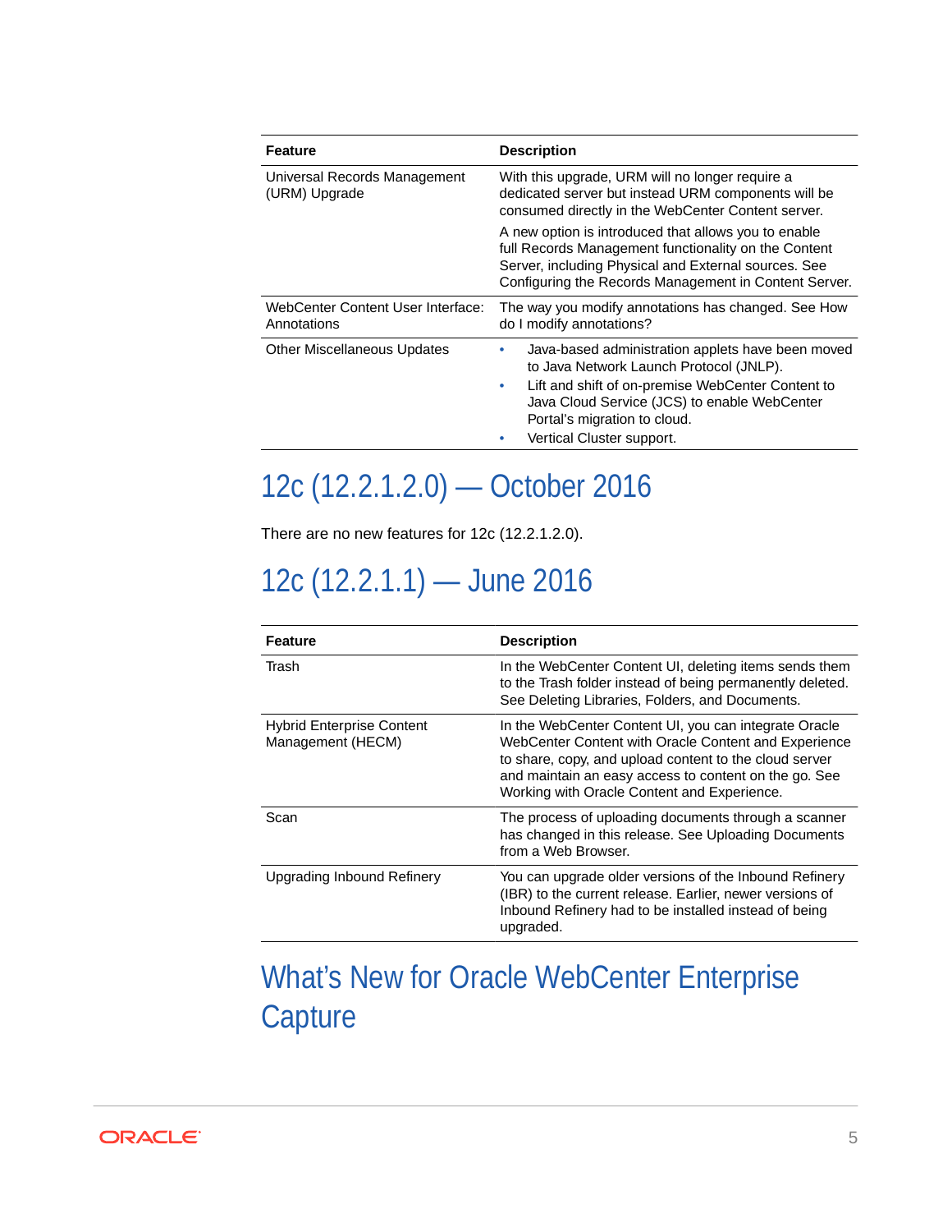| Feature | Description |
| --- | --- |
| Universal Records Management (URM) Upgrade | With this upgrade, URM will no longer require a dedicated server but instead URM components will be consumed directly in the WebCenter Content server.<br><br>A new option is introduced that allows you to enable full Records Management functionality on the Content Server, including Physical and External sources. See Configuring the Records Management in Content Server. |
| WebCenter Content User Interface: Annotations | The way you modify annotations has changed. See How do I modify annotations? |
| Other Miscellaneous Updates | • Java-based administration applets have been moved to Java Network Launch Protocol (JNLP).<br>• Lift and shift of on-premise WebCenter Content to Java Cloud Service (JCS) to enable WebCenter Portal's migration to cloud.<br>• Vertical Cluster support. |

## 12c (12.2.1.2.0) — October 2016

There are no new features for 12c (12.2.1.2.0).

## 12c (12.2.1.1) — June 2016

| Feature | Description |
| --- | --- |
| Trash | In the WebCenter Content UI, deleting items sends them to the Trash folder instead of being permanently deleted. See Deleting Libraries, Folders, and Documents. |
| Hybrid Enterprise Content Management (HECM) | In the WebCenter Content UI, you can integrate Oracle WebCenter Content with Oracle Content and Experience to share, copy, and upload content to the cloud server and maintain an easy access to content on the go. See Working with Oracle Content and Experience. |
| Scan | The process of uploading documents through a scanner has changed in this release. See Uploading Documents from a Web Browser. |
| Upgrading Inbound Refinery | You can upgrade older versions of the Inbound Refinery (IBR) to the current release. Earlier, newer versions of Inbound Refinery had to be installed instead of being upgraded. |

# What's New for Oracle WebCenter Enterprise Capture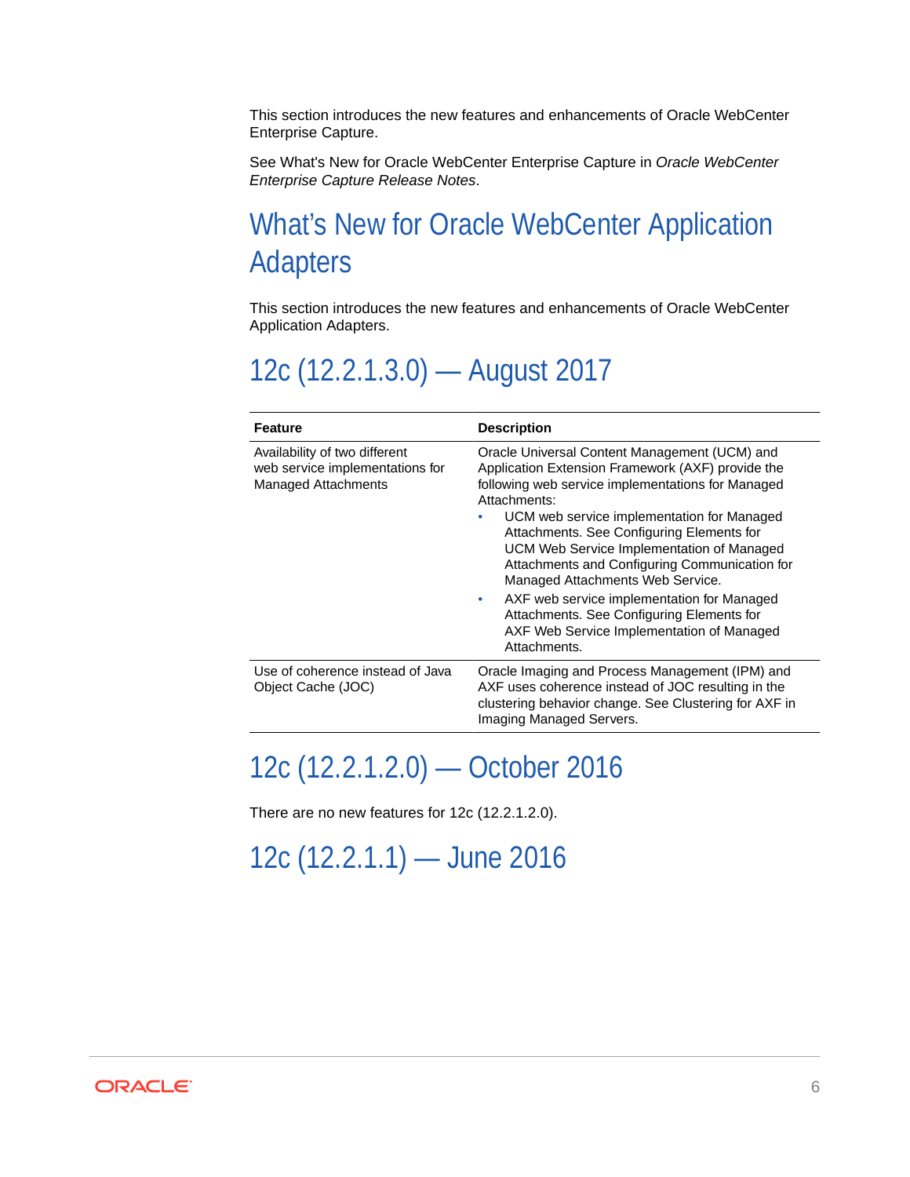This section introduces the new features and enhancements of Oracle WebCenter Enterprise Capture.

See What's New for Oracle WebCenter Enterprise Capture in *Oracle WebCenter Enterprise Capture Release Notes*.

# What's New for Oracle WebCenter Application Adapters

This section introduces the new features and enhancements of Oracle WebCenter Application Adapters.

## 12c (12.2.1.3.0) — August 2017

| Feature | Description |
| --- | --- |
| Availability of two different web service implementations for Managed Attachments | Oracle Universal Content Management (UCM) and Application Extension Framework (AXF) provide the following web service implementations for Managed Attachments:<br>• UCM web service implementation for Managed Attachments. See Configuring Elements for UCM Web Service Implementation of Managed Attachments and Configuring Communication for Managed Attachments Web Service.<br>• AXF web service implementation for Managed Attachments. See Configuring Elements for AXF Web Service Implementation of Managed Attachments. |
| Use of coherence instead of Java Object Cache (JOC) | Oracle Imaging and Process Management (IPM) and AXF uses coherence instead of JOC resulting in the clustering behavior change. See Clustering for AXF in Imaging Managed Servers. |

## 12c (12.2.1.2.0) — October 2016

There are no new features for 12c (12.2.1.2.0).

## 12c (12.2.1.1) — June 2016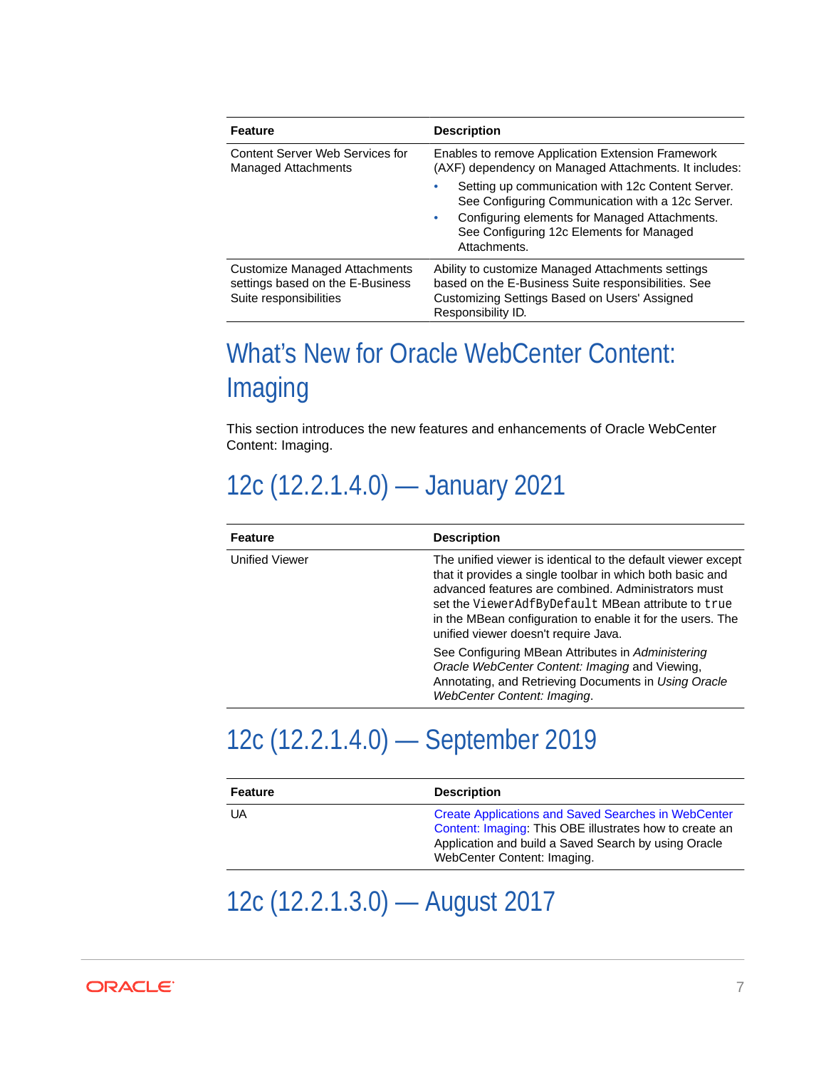| Feature | Description |
| --- | --- |
| Content Server Web Services for Managed Attachments | Enables to remove Application Extension Framework (AXF) dependency on Managed Attachments. It includes:<br>• Setting up communication with 12c Content Server. See Configuring Communication with a 12c Server.<br>• Configuring elements for Managed Attachments. See Configuring 12c Elements for Managed Attachments. |
| Customize Managed Attachments settings based on the E-Business Suite responsibilities | Ability to customize Managed Attachments settings based on the E-Business Suite responsibilities. See Customizing Settings Based on Users' Assigned Responsibility ID. |

# What's New for Oracle WebCenter Content: Imaging

This section introduces the new features and enhancements of Oracle WebCenter Content: Imaging.

## 12c (12.2.1.4.0) — January 2021

| Feature | Description |
| --- | --- |
| Unified Viewer | The unified viewer is identical to the default viewer except that it provides a single toolbar in which both basic and advanced features are combined. Administrators must set the `ViewerAdfByDefault` MBean attribute to `true` in the MBean configuration to enable it for the users. The unified viewer doesn't require Java.<br><br>See Configuring MBean Attributes in *Administering Oracle WebCenter Content: Imaging* and Viewing, Annotating, and Retrieving Documents in *Using Oracle WebCenter Content: Imaging*. |

## 12c (12.2.1.4.0) — September 2019

| Feature | Description |
| --- | --- |
| UA | Create Applications and Saved Searches in WebCenter Content: Imaging: This OBE illustrates how to create an Application and build a Saved Search by using Oracle WebCenter Content: Imaging. |

## 12c (12.2.1.3.0) — August 2017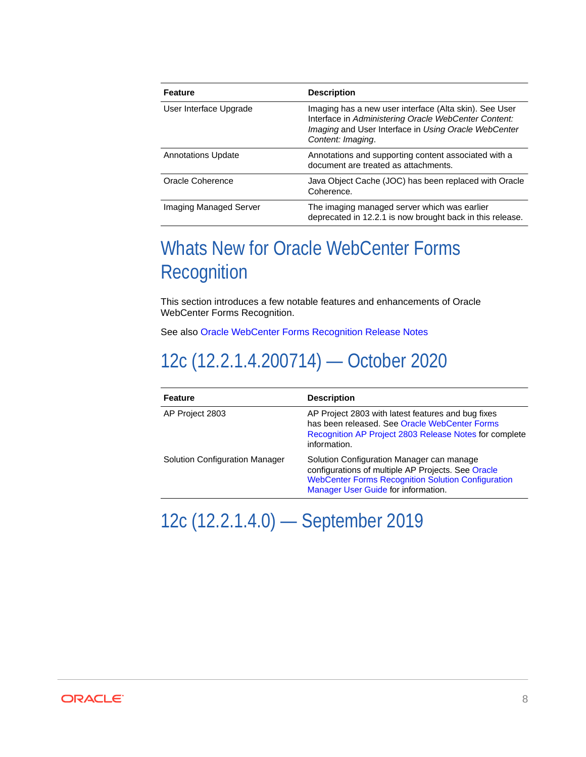| Feature | Description |
| --- | --- |
| User Interface Upgrade | Imaging has a new user interface (Alta skin). See User Interface in *Administering Oracle WebCenter Content: Imaging* and User Interface in *Using Oracle WebCenter Content: Imaging*. |
| Annotations Update | Annotations and supporting content associated with a document are treated as attachments. |
| Oracle Coherence | Java Object Cache (JOC) has been replaced with Oracle Coherence. |
| Imaging Managed Server | The imaging managed server which was earlier deprecated in 12.2.1 is now brought back in this release. |

# Whats New for Oracle WebCenter Forms Recognition

This section introduces a few notable features and enhancements of Oracle WebCenter Forms Recognition.

See also Oracle WebCenter Forms Recognition Release Notes

## 12c (12.2.1.4.200714) — October 2020

| Feature | Description |
| --- | --- |
| AP Project 2803 | AP Project 2803 with latest features and bug fixes has been released. See Oracle WebCenter Forms Recognition AP Project 2803 Release Notes for complete information. |
| Solution Configuration Manager | Solution Configuration Manager can manage configurations of multiple AP Projects. See Oracle WebCenter Forms Recognition Solution Configuration Manager User Guide for information. |

## 12c (12.2.1.4.0) — September 2019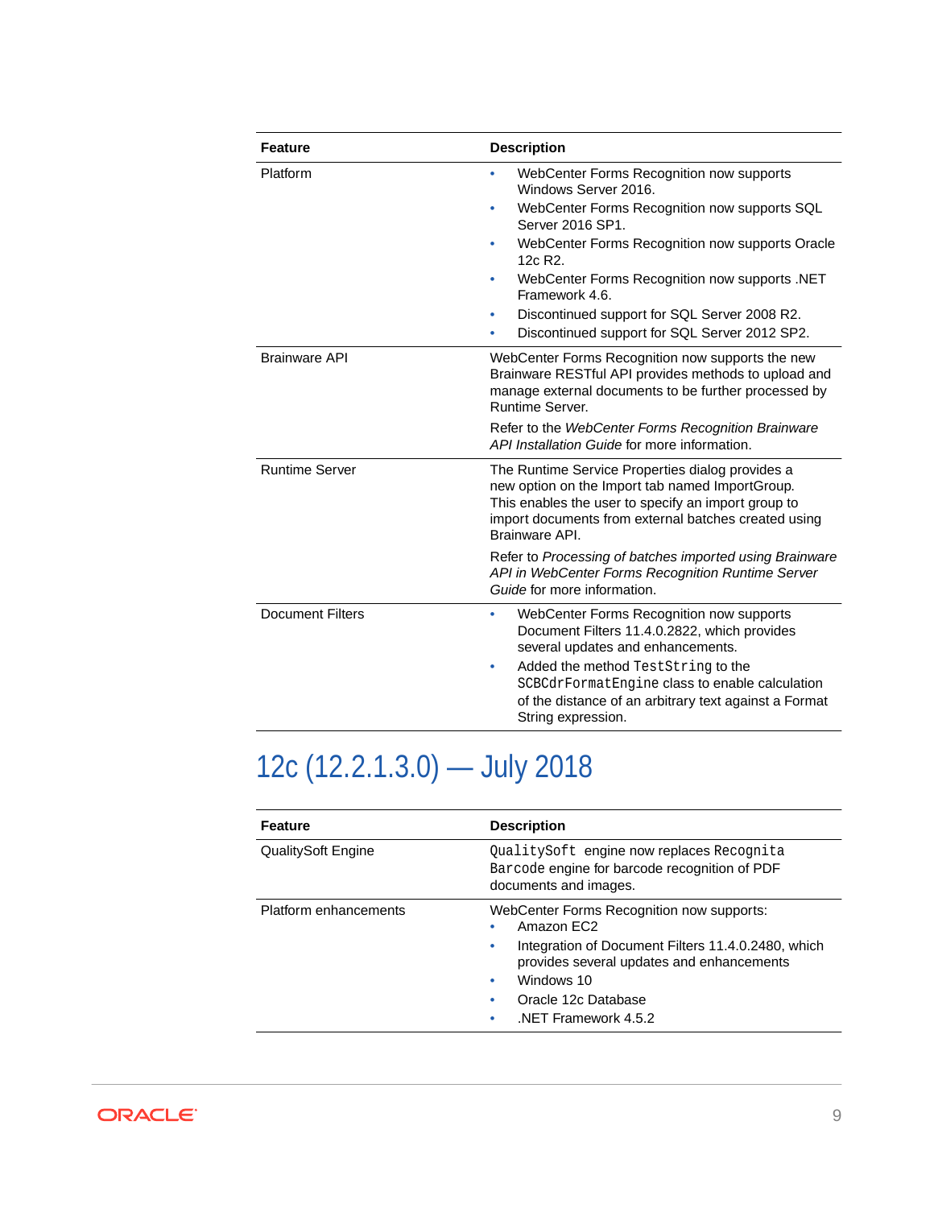| Feature | Description |
| --- | --- |
| Platform | • WebCenter Forms Recognition now supports Windows Server 2016.<br>• WebCenter Forms Recognition now supports SQL Server 2016 SP1.<br>• WebCenter Forms Recognition now supports Oracle 12c R2.<br>• WebCenter Forms Recognition now supports .NET Framework 4.6.<br>• Discontinued support for SQL Server 2008 R2.<br>• Discontinued support for SQL Server 2012 SP2. |
| Brainware API | WebCenter Forms Recognition now supports the new Brainware RESTful API provides methods to upload and manage external documents to be further processed by Runtime Server.<br><br>Refer to the *WebCenter Forms Recognition Brainware API Installation Guide* for more information. |
| Runtime Server | The Runtime Service Properties dialog provides a new option on the Import tab named ImportGroup. This enables the user to specify an import group to import documents from external batches created using Brainware API.<br><br>Refer to *Processing of batches imported using Brainware API in WebCenter Forms Recognition Runtime Server Guide* for more information. |
| Document Filters | • WebCenter Forms Recognition now supports Document Filters 11.4.0.2822, which provides several updates and enhancements.<br>• Added the method `TestString` to the `SCBCdrFormatEngine` class to enable calculation of the distance of an arbitrary text against a Format String expression. |

## 12c (12.2.1.3.0) — July 2018

| Feature | Description |
| --- | --- |
| QualitySoft Engine | `QualitySoft` engine now replaces `Recognita Barcode` engine for barcode recognition of PDF documents and images. |
| Platform enhancements | WebCenter Forms Recognition now supports:<br>• Amazon EC2<br>• Integration of Document Filters 11.4.0.2480, which provides several updates and enhancements<br>• Windows 10<br>• Oracle 12c Database<br>• .NET Framework 4.5.2 |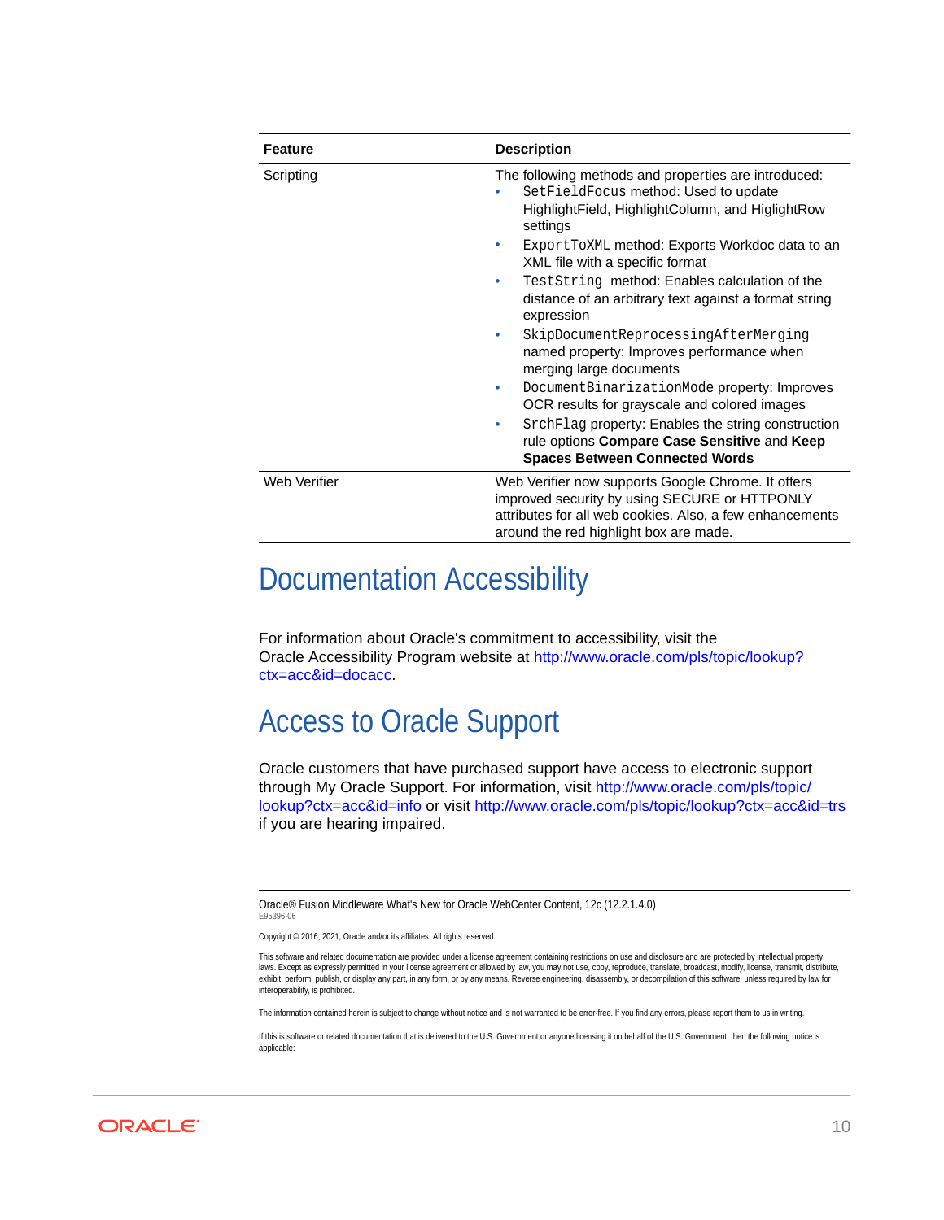| Feature | Description |
| --- | --- |
| Scripting | The following methods and properties are introduced:<br>• `SetFieldFocus` method: Used to update HighlightField, HighlightColumn, and HiglightRow settings<br>• `ExportToXML` method: Exports Workdoc data to an XML file with a specific format<br>• `TestString` method: Enables calculation of the distance of an arbitrary text against a format string expression<br>• `SkipDocumentReprocessingAfterMerging` named property: Improves performance when merging large documents<br>• `DocumentBinarizationMode` property: Improves OCR results for grayscale and colored images<br>• `SrchFlag` property: Enables the string construction rule options **Compare Case Sensitive** and **Keep Spaces Between Connected Words** |
| Web Verifier | Web Verifier now supports Google Chrome. It offers improved security by using SECURE or HTTPONLY attributes for all web cookies. Also, a few enhancements around the red highlight box are made. |

# Documentation Accessibility

For information about Oracle's commitment to accessibility, visit the Oracle Accessibility Program website at http://www.oracle.com/pls/topic/lookup?ctx=acc&id=docacc.

# Access to Oracle Support

Oracle customers that have purchased support have access to electronic support through My Oracle Support. For information, visit http://www.oracle.com/pls/topic/lookup?ctx=acc&id=info or visit http://www.oracle.com/pls/topic/lookup?ctx=acc&id=trs if you are hearing impaired.

---

Oracle® Fusion Middleware What's New for Oracle WebCenter Content, 12c (12.2.1.4.0)
E95396-06

Copyright © 2016, 2021, Oracle and/or its affiliates. All rights reserved.

This software and related documentation are provided under a license agreement containing restrictions on use and disclosure and are protected by intellectual property laws. Except as expressly permitted in your license agreement or allowed by law, you may not use, copy, reproduce, translate, broadcast, modify, license, transmit, distribute, exhibit, perform, publish, or display any part, in any form, or by any means. Reverse engineering, disassembly, or decompilation of this software, unless required by law for interoperability, is prohibited.

The information contained herein is subject to change without notice and is not warranted to be error-free. If you find any errors, please report them to us in writing.

If this is software or related documentation that is delivered to the U.S. Government or anyone licensing it on behalf of the U.S. Government, then the following notice is applicable: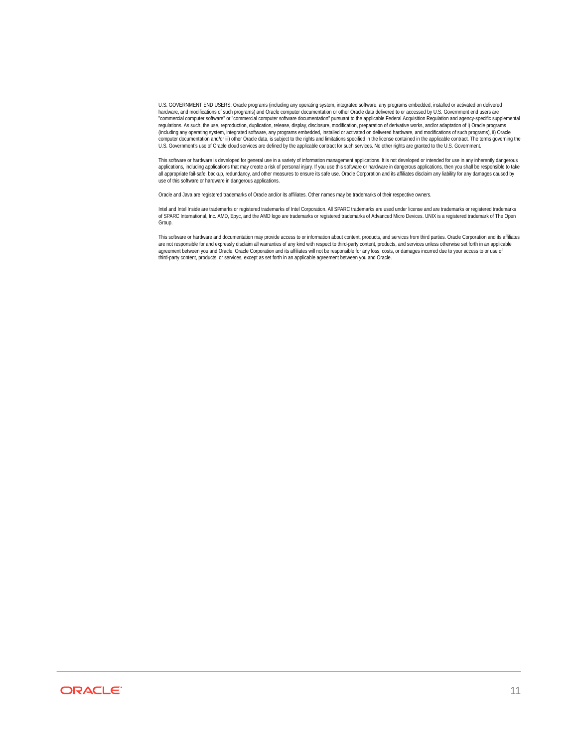U.S. GOVERNMENT END USERS: Oracle programs (including any operating system, integrated software, any programs embedded, installed or activated on delivered hardware, and modifications of such programs) and Oracle computer documentation or other Oracle data delivered to or accessed by U.S. Government end users are "commercial computer software" or "commercial computer software documentation" pursuant to the applicable Federal Acquisition Regulation and agency-specific supplemental regulations. As such, the use, reproduction, duplication, release, display, disclosure, modification, preparation of derivative works, and/or adaptation of i) Oracle programs (including any operating system, integrated software, any programs embedded, installed or activated on delivered hardware, and modifications of such programs), ii) Oracle computer documentation and/or iii) other Oracle data, is subject to the rights and limitations specified in the license contained in the applicable contract. The terms governing the U.S. Government's use of Oracle cloud services are defined by the applicable contract for such services. No other rights are granted to the U.S. Government.

This software or hardware is developed for general use in a variety of information management applications. It is not developed or intended for use in any inherently dangerous applications, including applications that may create a risk of personal injury. If you use this software or hardware in dangerous applications, then you shall be responsible to take all appropriate fail-safe, backup, redundancy, and other measures to ensure its safe use. Oracle Corporation and its affiliates disclaim any liability for any damages caused by use of this software or hardware in dangerous applications.

Oracle and Java are registered trademarks of Oracle and/or its affiliates. Other names may be trademarks of their respective owners.

Intel and Intel Inside are trademarks or registered trademarks of Intel Corporation. All SPARC trademarks are used under license and are trademarks or registered trademarks of SPARC International, Inc. AMD, Epyc, and the AMD logo are trademarks or registered trademarks of Advanced Micro Devices. UNIX is a registered trademark of The Open Group.

This software or hardware and documentation may provide access to or information about content, products, and services from third parties. Oracle Corporation and its affiliates are not responsible for and expressly disclaim all warranties of any kind with respect to third-party content, products, and services unless otherwise set forth in an applicable agreement between you and Oracle. Oracle Corporation and its affiliates will not be responsible for any loss, costs, or damages incurred due to your access to or use of third-party content, products, or services, except as set forth in an applicable agreement between you and Oracle.